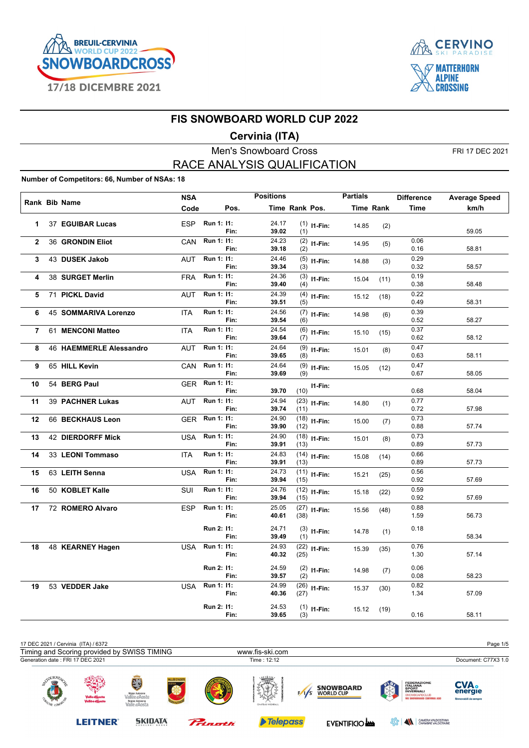# FIS SNOWBOARD WORLD CUP 2022

## Cervinia (ITA)

### Men's Snowboard Cross

FRI 17 DEC 2021

## RACE ANALYSIS QUALIFICATION

**Number of Competitors: 66, Number of NSAs: 18**

| Rank | Bib | Name | NSA Code | Pos. | | Positions Time | Rank | Pos. | Partials Time | Rank | Difference Time | Average Speed km/h |
|---|---|---|---|---|---|---|---|---|---|---|---|---|
| 1 | 37 | **EGUIBAR Lucas** | ESP | Run 1: | I1: | 24.17 | (1) | I1-Fin: | 14.85 | (2) | | |
| | | | | | Fin: | **39.02** | (1) | | | | | 59.05 |
| 2 | 36 | **GRONDIN Eliot** | CAN | Run 1: | I1: | 24.23 | (2) | I1-Fin: | 14.95 | (5) | 0.06 | |
| | | | | | Fin: | **39.18** | (2) | | | | 0.16 | 58.81 |
| 3 | 43 | **DUSEK Jakob** | AUT | Run 1: | I1: | 24.46 | (5) | I1-Fin: | 14.88 | (3) | 0.29 | |
| | | | | | Fin: | **39.34** | (3) | | | | 0.32 | 58.57 |
| 4 | 38 | **SURGET Merlin** | FRA | Run 1: | I1: | 24.36 | (3) | I1-Fin: | 15.04 | (11) | 0.19 | |
| | | | | | Fin: | **39.40** | (4) | | | | 0.38 | 58.48 |
| 5 | 71 | **PICKL David** | AUT | Run 1: | I1: | 24.39 | (4) | I1-Fin: | 15.12 | (18) | 0.22 | |
| | | | | | Fin: | **39.51** | (5) | | | | 0.49 | 58.31 |
| 6 | 45 | **SOMMARIVA Lorenzo** | ITA | Run 1: | I1: | 24.56 | (7) | I1-Fin: | 14.98 | (6) | 0.39 | |
| | | | | | Fin: | **39.54** | (6) | | | | 0.52 | 58.27 |
| 7 | 61 | **MENCONI Matteo** | ITA | Run 1: | I1: | 24.54 | (6) | I1-Fin: | 15.10 | (15) | 0.37 | |
| | | | | | Fin: | **39.64** | (7) | | | | 0.62 | 58.12 |
| 8 | 46 | **HAEMMERLE Alessandro** | AUT | Run 1: | I1: | 24.64 | (9) | I1-Fin: | 15.01 | (8) | 0.47 | |
| | | | | | Fin: | **39.65** | (8) | | | | 0.63 | 58.11 |
| 9 | 65 | **HILL Kevin** | CAN | Run 1: | I1: | 24.64 | (9) | I1-Fin: | 15.05 | (12) | 0.47 | |
| | | | | | Fin: | **39.69** | (9) | | | | 0.67 | 58.05 |
| 10 | 54 | **BERG Paul** | GER | Run 1: | I1: | | | I1-Fin: | | | | |
| | | | | | Fin: | **39.70** | (10) | | | | 0.68 | 58.04 |
| 11 | 39 | **PACHNER Lukas** | AUT | Run 1: | I1: | 24.94 | (23) | I1-Fin: | 14.80 | (1) | 0.77 | |
| | | | | | Fin: | **39.74** | (11) | | | | 0.72 | 57.98 |
| 12 | 66 | **BECKHAUS Leon** | GER | Run 1: | I1: | 24.90 | (18) | I1-Fin: | 15.00 | (7) | 0.73 | |
| | | | | | Fin: | **39.90** | (12) | | | | 0.88 | 57.74 |
| 13 | 42 | **DIERDORFF Mick** | USA | Run 1: | I1: | 24.90 | (18) | I1-Fin: | 15.01 | (8) | 0.73 | |
| | | | | | Fin: | **39.91** | (13) | | | | 0.89 | 57.73 |
| 14 | 33 | **LEONI Tommaso** | ITA | Run 1: | I1: | 24.83 | (14) | I1-Fin: | 15.08 | (14) | 0.66 | |
| | | | | | Fin: | **39.91** | (13) | | | | 0.89 | 57.73 |
| 15 | 63 | **LEITH Senna** | USA | Run 1: | I1: | 24.73 | (11) | I1-Fin: | 15.21 | (25) | 0.56 | |
| | | | | | Fin: | **39.94** | (15) | | | | 0.92 | 57.69 |
| 16 | 50 | **KOBLET Kalle** | SUI | Run 1: | I1: | 24.76 | (12) | I1-Fin: | 15.18 | (22) | 0.59 | |
| | | | | | Fin: | **39.94** | (15) | | | | 0.92 | 57.69 |
| 17 | 72 | **ROMERO Alvaro** | ESP | Run 1: | I1: | 25.05 | (27) | I1-Fin: | 15.56 | (48) | 0.88 | |
| | | | | | Fin: | **40.61** | (38) | | | | 1.59 | 56.73 |
| | | | | Run 2: | I1: | 24.71 | (3) | I1-Fin: | 14.78 | (1) | 0.18 | |
| | | | | | Fin: | **39.49** | (1) | | | | | 58.34 |
| 18 | 48 | **KEARNEY Hagen** | USA | Run 1: | I1: | 24.93 | (22) | I1-Fin: | 15.39 | (35) | 0.76 | |
| | | | | | Fin: | **40.32** | (25) | | | | 1.30 | 57.14 |
| | | | | Run 2: | I1: | 24.59 | (2) | I1-Fin: | 14.98 | (7) | 0.06 | |
| | | | | | Fin: | **39.57** | (2) | | | | 0.08 | 58.23 |
| 19 | 53 | **VEDDER Jake** | USA | Run 1: | I1: | 24.99 | (26) | I1-Fin: | 15.37 | (30) | 0.82 | |
| | | | | | Fin: | **40.36** | (27) | | | | 1.34 | 57.09 |
| | | | | Run 2: | I1: | 24.53 | (1) | I1-Fin: | 15.12 | (19) | | |
| | | | | | Fin: | **39.65** | (3) | | | | 0.16 | 58.11 |

17 DEC 2021 / Cervinia (ITA) / 6372

Timing and Scoring provided by SWISS TIMING — www.fis-ski.com

Generation date : FRI 17 DEC 2021 — Time : 12:12 — Document: C77X3 1.0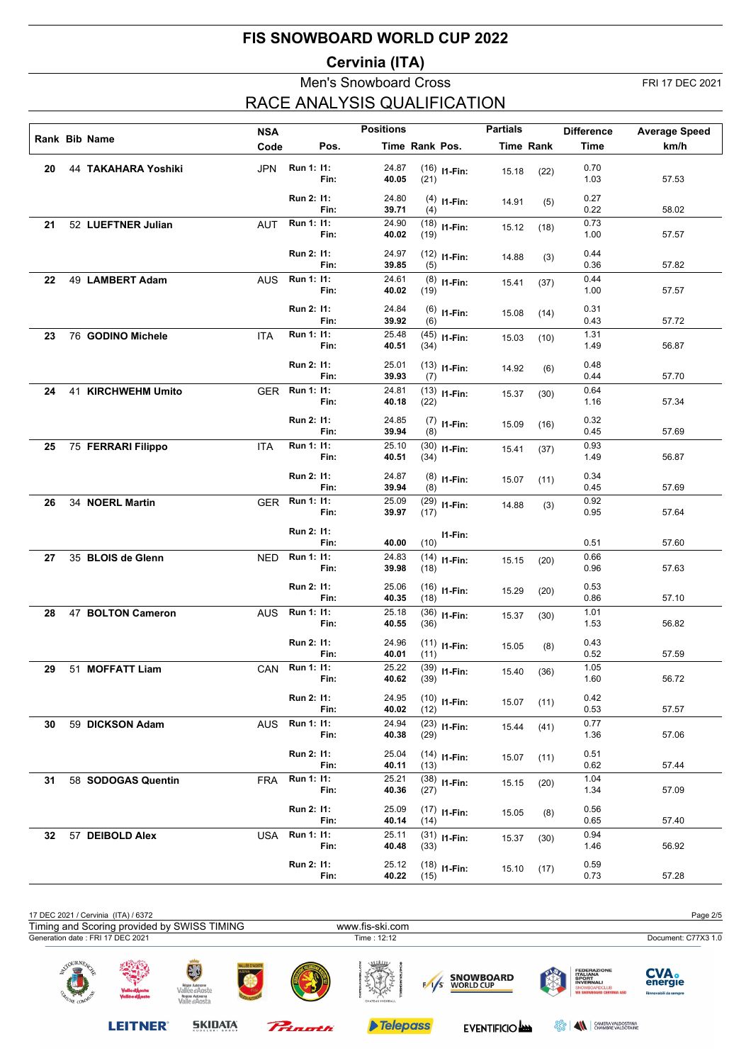# FIS SNOWBOARD WORLD CUP 2022

## Cervinia (ITA)

### Men's Snowboard Cross

FRI 17 DEC 2021

## RACE ANALYSIS QUALIFICATION

| Rank | Bib | Name | NSA Code | Pos. | | Positions Time | Positions Rank | Pos. | Partials Time | Partials Rank | Difference Time | Average Speed km/h |
|---|---|---|---|---|---|---|---|---|---|---|---|---|
| 20 | 44 | **TAKAHARA Yoshiki** | JPN | Run 1: | I1: | 24.87 | (16) | I1-Fin: | 15.18 | (22) | 0.70 | |
| | | | | | Fin: | **40.05** | (21) | | | | 1.03 | 57.53 |
| | | | | Run 2: | I1: | 24.80 | (4) | I1-Fin: | 14.91 | (5) | 0.27 | |
| | | | | | Fin: | **39.71** | (4) | | | | 0.22 | 58.02 |
| 21 | 52 | **LUEFTNER Julian** | AUT | Run 1: | I1: | 24.90 | (18) | I1-Fin: | 15.12 | (18) | 0.73 | |
| | | | | | Fin: | **40.02** | (19) | | | | 1.00 | 57.57 |
| | | | | Run 2: | I1: | 24.97 | (12) | I1-Fin: | 14.88 | (3) | 0.44 | |
| | | | | | Fin: | **39.85** | (5) | | | | 0.36 | 57.82 |
| 22 | 49 | **LAMBERT Adam** | AUS | Run 1: | I1: | 24.61 | (8) | I1-Fin: | 15.41 | (37) | 0.44 | |
| | | | | | Fin: | **40.02** | (19) | | | | 1.00 | 57.57 |
| | | | | Run 2: | I1: | 24.84 | (6) | I1-Fin: | 15.08 | (14) | 0.31 | |
| | | | | | Fin: | **39.92** | (6) | | | | 0.43 | 57.72 |
| 23 | 76 | **GODINO Michele** | ITA | Run 1: | I1: | 25.48 | (45) | I1-Fin: | 15.03 | (10) | 1.31 | |
| | | | | | Fin: | **40.51** | (34) | | | | 1.49 | 56.87 |
| | | | | Run 2: | I1: | 25.01 | (13) | I1-Fin: | 14.92 | (6) | 0.48 | |
| | | | | | Fin: | **39.93** | (7) | | | | 0.44 | 57.70 |
| 24 | 41 | **KIRCHWEHM Umito** | GER | Run 1: | I1: | 24.81 | (13) | I1-Fin: | 15.37 | (30) | 0.64 | |
| | | | | | Fin: | **40.18** | (22) | | | | 1.16 | 57.34 |
| | | | | Run 2: | I1: | 24.85 | (7) | I1-Fin: | 15.09 | (16) | 0.32 | |
| | | | | | Fin: | **39.94** | (8) | | | | 0.45 | 57.69 |
| 25 | 75 | **FERRARI Filippo** | ITA | Run 1: | I1: | 25.10 | (30) | I1-Fin: | 15.41 | (37) | 0.93 | |
| | | | | | Fin: | **40.51** | (34) | | | | 1.49 | 56.87 |
| | | | | Run 2: | I1: | 24.87 | (8) | I1-Fin: | 15.07 | (11) | 0.34 | |
| | | | | | Fin: | **39.94** | (8) | | | | 0.45 | 57.69 |
| 26 | 34 | **NOERL Martin** | GER | Run 1: | I1: | 25.09 | (29) | I1-Fin: | 14.88 | (3) | 0.92 | |
| | | | | | Fin: | **39.97** | (17) | | | | 0.95 | 57.64 |
| | | | | Run 2: | I1: | | | I1-Fin: | | | | |
| | | | | | Fin: | **40.00** | (10) | | | | 0.51 | 57.60 |
| 27 | 35 | **BLOIS de Glenn** | NED | Run 1: | I1: | 24.83 | (14) | I1-Fin: | 15.15 | (20) | 0.66 | |
| | | | | | Fin: | **39.98** | (18) | | | | 0.96 | 57.63 |
| | | | | Run 2: | I1: | 25.06 | (16) | I1-Fin: | 15.29 | (20) | 0.53 | |
| | | | | | Fin: | **40.35** | (18) | | | | 0.86 | 57.10 |
| 28 | 47 | **BOLTON Cameron** | AUS | Run 1: | I1: | 25.18 | (36) | I1-Fin: | 15.37 | (30) | 1.01 | |
| | | | | | Fin: | **40.55** | (36) | | | | 1.53 | 56.82 |
| | | | | Run 2: | I1: | 24.96 | (11) | I1-Fin: | 15.05 | (8) | 0.43 | |
| | | | | | Fin: | **40.01** | (11) | | | | 0.52 | 57.59 |
| 29 | 51 | **MOFFATT Liam** | CAN | Run 1: | I1: | 25.22 | (39) | I1-Fin: | 15.40 | (36) | 1.05 | |
| | | | | | Fin: | **40.62** | (39) | | | | 1.60 | 56.72 |
| | | | | Run 2: | I1: | 24.95 | (10) | I1-Fin: | 15.07 | (11) | 0.42 | |
| | | | | | Fin: | **40.02** | (12) | | | | 0.53 | 57.57 |
| 30 | 59 | **DICKSON Adam** | AUS | Run 1: | I1: | 24.94 | (23) | I1-Fin: | 15.44 | (41) | 0.77 | |
| | | | | | Fin: | **40.38** | (29) | | | | 1.36 | 57.06 |
| | | | | Run 2: | I1: | 25.04 | (14) | I1-Fin: | 15.07 | (11) | 0.51 | |
| | | | | | Fin: | **40.11** | (13) | | | | 0.62 | 57.44 |
| 31 | 58 | **SODOGAS Quentin** | FRA | Run 1: | I1: | 25.21 | (38) | I1-Fin: | 15.15 | (20) | 1.04 | |
| | | | | | Fin: | **40.36** | (27) | | | | 1.34 | 57.09 |
| | | | | Run 2: | I1: | 25.09 | (17) | I1-Fin: | 15.05 | (8) | 0.56 | |
| | | | | | Fin: | **40.14** | (14) | | | | 0.65 | 57.40 |
| 32 | 57 | **DEIBOLD Alex** | USA | Run 1: | I1: | 25.11 | (31) | I1-Fin: | 15.37 | (30) | 0.94 | |
| | | | | | Fin: | **40.48** | (33) | | | | 1.46 | 56.92 |
| | | | | Run 2: | I1: | 25.12 | (18) | I1-Fin: | 15.10 | (17) | 0.59 | |
| | | | | | Fin: | **40.22** | (15) | | | | 0.73 | 57.28 |

17 DEC 2021 / Cervinia (ITA) / 6372

Timing and Scoring provided by SWISS TIMING

www.fis-ski.com

Generation date : FRI 17 DEC 2021

Time : 12:12

Document: C77X3 1.0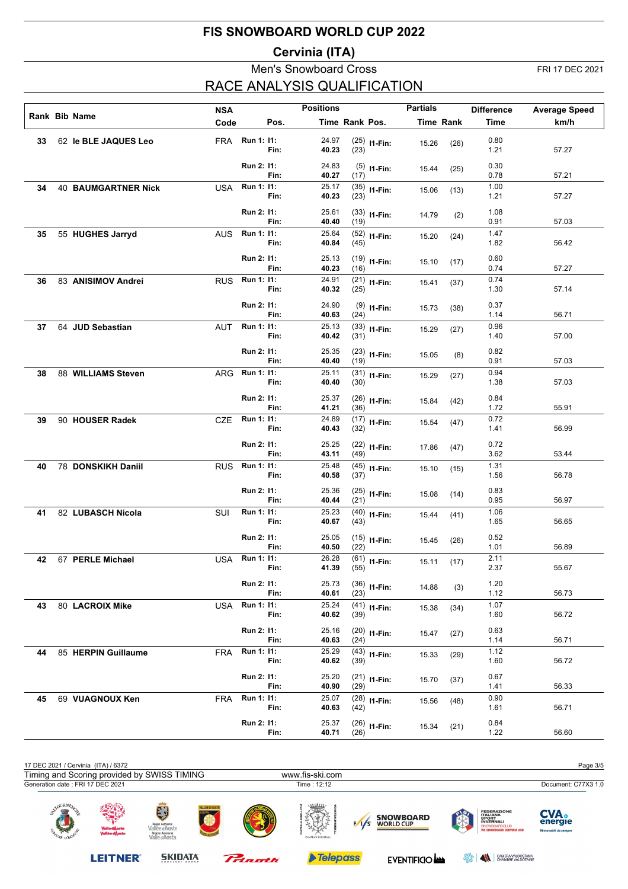# FIS SNOWBOARD WORLD CUP 2022

## Cervinia (ITA)

### Men's Snowboard Cross

FRI 17 DEC 2021

## RACE ANALYSIS QUALIFICATION

| Rank | Bib | Name | NSA Code | Pos. | | Positions Time | Rank | Pos. | Partials Time | Rank | Difference Time | Average Speed km/h |
|---|---|---|---|---|---|---|---|---|---|---|---|---|
| 33 | 62 | **le BLE JAQUES Leo** | FRA | Run 1: | I1: | 24.97 | (25) | I1-Fin: | 15.26 | (26) | 0.80 | |
| | | | | | Fin: | **40.23** | (23) | | | | 1.21 | 57.27 |
| | | | | Run 2: | I1: | 24.83 | (5) | I1-Fin: | 15.44 | (25) | 0.30 | |
| | | | | | Fin: | **40.27** | (17) | | | | 0.78 | 57.21 |
| 34 | 40 | **BAUMGARTNER Nick** | USA | Run 1: | I1: | 25.17 | (35) | I1-Fin: | 15.06 | (13) | 1.00 | |
| | | | | | Fin: | **40.23** | (23) | | | | 1.21 | 57.27 |
| | | | | Run 2: | I1: | 25.61 | (33) | I1-Fin: | 14.79 | (2) | 1.08 | |
| | | | | | Fin: | **40.40** | (19) | | | | 0.91 | 57.03 |
| 35 | 55 | **HUGHES Jarryd** | AUS | Run 1: | I1: | 25.64 | (52) | I1-Fin: | 15.20 | (24) | 1.47 | |
| | | | | | Fin: | **40.84** | (45) | | | | 1.82 | 56.42 |
| | | | | Run 2: | I1: | 25.13 | (19) | I1-Fin: | 15.10 | (17) | 0.60 | |
| | | | | | Fin: | **40.23** | (16) | | | | 0.74 | 57.27 |
| 36 | 83 | **ANISIMOV Andrei** | RUS | Run 1: | I1: | 24.91 | (21) | I1-Fin: | 15.41 | (37) | 0.74 | |
| | | | | | Fin: | **40.32** | (25) | | | | 1.30 | 57.14 |
| | | | | Run 2: | I1: | 24.90 | (9) | I1-Fin: | 15.73 | (38) | 0.37 | |
| | | | | | Fin: | **40.63** | (24) | | | | 1.14 | 56.71 |
| 37 | 64 | **JUD Sebastian** | AUT | Run 1: | I1: | 25.13 | (33) | I1-Fin: | 15.29 | (27) | 0.96 | |
| | | | | | Fin: | **40.42** | (31) | | | | 1.40 | 57.00 |
| | | | | Run 2: | I1: | 25.35 | (23) | I1-Fin: | 15.05 | (8) | 0.82 | |
| | | | | | Fin: | **40.40** | (19) | | | | 0.91 | 57.03 |
| 38 | 88 | **WILLIAMS Steven** | ARG | Run 1: | I1: | 25.11 | (31) | I1-Fin: | 15.29 | (27) | 0.94 | |
| | | | | | Fin: | **40.40** | (30) | | | | 1.38 | 57.03 |
| | | | | Run 2: | I1: | 25.37 | (26) | I1-Fin: | 15.84 | (42) | 0.84 | |
| | | | | | Fin: | **41.21** | (36) | | | | 1.72 | 55.91 |
| 39 | 90 | **HOUSER Radek** | CZE | Run 1: | I1: | 24.89 | (17) | I1-Fin: | 15.54 | (47) | 0.72 | |
| | | | | | Fin: | **40.43** | (32) | | | | 1.41 | 56.99 |
| | | | | Run 2: | I1: | 25.25 | (22) | I1-Fin: | 17.86 | (47) | 0.72 | |
| | | | | | Fin: | **43.11** | (49) | | | | 3.62 | 53.44 |
| 40 | 78 | **DONSKIKH Daniil** | RUS | Run 1: | I1: | 25.48 | (45) | I1-Fin: | 15.10 | (15) | 1.31 | |
| | | | | | Fin: | **40.58** | (37) | | | | 1.56 | 56.78 |
| | | | | Run 2: | I1: | 25.36 | (25) | I1-Fin: | 15.08 | (14) | 0.83 | |
| | | | | | Fin: | **40.44** | (21) | | | | 0.95 | 56.97 |
| 41 | 82 | **LUBASCH Nicola** | SUI | Run 1: | I1: | 25.23 | (40) | I1-Fin: | 15.44 | (41) | 1.06 | |
| | | | | | Fin: | **40.67** | (43) | | | | 1.65 | 56.65 |
| | | | | Run 2: | I1: | 25.05 | (15) | I1-Fin: | 15.45 | (26) | 0.52 | |
| | | | | | Fin: | **40.50** | (22) | | | | 1.01 | 56.89 |
| 42 | 67 | **PERLE Michael** | USA | Run 1: | I1: | 26.28 | (61) | I1-Fin: | 15.11 | (17) | 2.11 | |
| | | | | | Fin: | **41.39** | (55) | | | | 2.37 | 55.67 |
| | | | | Run 2: | I1: | 25.73 | (36) | I1-Fin: | 14.88 | (3) | 1.20 | |
| | | | | | Fin: | **40.61** | (23) | | | | 1.12 | 56.73 |
| 43 | 80 | **LACROIX Mike** | USA | Run 1: | I1: | 25.24 | (41) | I1-Fin: | 15.38 | (34) | 1.07 | |
| | | | | | Fin: | **40.62** | (39) | | | | 1.60 | 56.72 |
| | | | | Run 2: | I1: | 25.16 | (20) | I1-Fin: | 15.47 | (27) | 0.63 | |
| | | | | | Fin: | **40.63** | (24) | | | | 1.14 | 56.71 |
| 44 | 85 | **HERPIN Guillaume** | FRA | Run 1: | I1: | 25.29 | (43) | I1-Fin: | 15.33 | (29) | 1.12 | |
| | | | | | Fin: | **40.62** | (39) | | | | 1.60 | 56.72 |
| | | | | Run 2: | I1: | 25.20 | (21) | I1-Fin: | 15.70 | (37) | 0.67 | |
| | | | | | Fin: | **40.90** | (29) | | | | 1.41 | 56.33 |
| 45 | 69 | **VUAGNOUX Ken** | FRA | Run 1: | I1: | 25.07 | (28) | I1-Fin: | 15.56 | (48) | 0.90 | |
| | | | | | Fin: | **40.63** | (42) | | | | 1.61 | 56.71 |
| | | | | Run 2: | I1: | 25.37 | (26) | I1-Fin: | 15.34 | (21) | 0.84 | |
| | | | | | Fin: | **40.71** | (26) | | | | 1.22 | 56.60 |

17 DEC 2021 / Cervinia (ITA) / 6372

Timing and Scoring provided by SWISS TIMING — www.fis-ski.com

Generation date : FRI 17 DEC 2021 — Time : 12:12 — Document: C77X3 1.0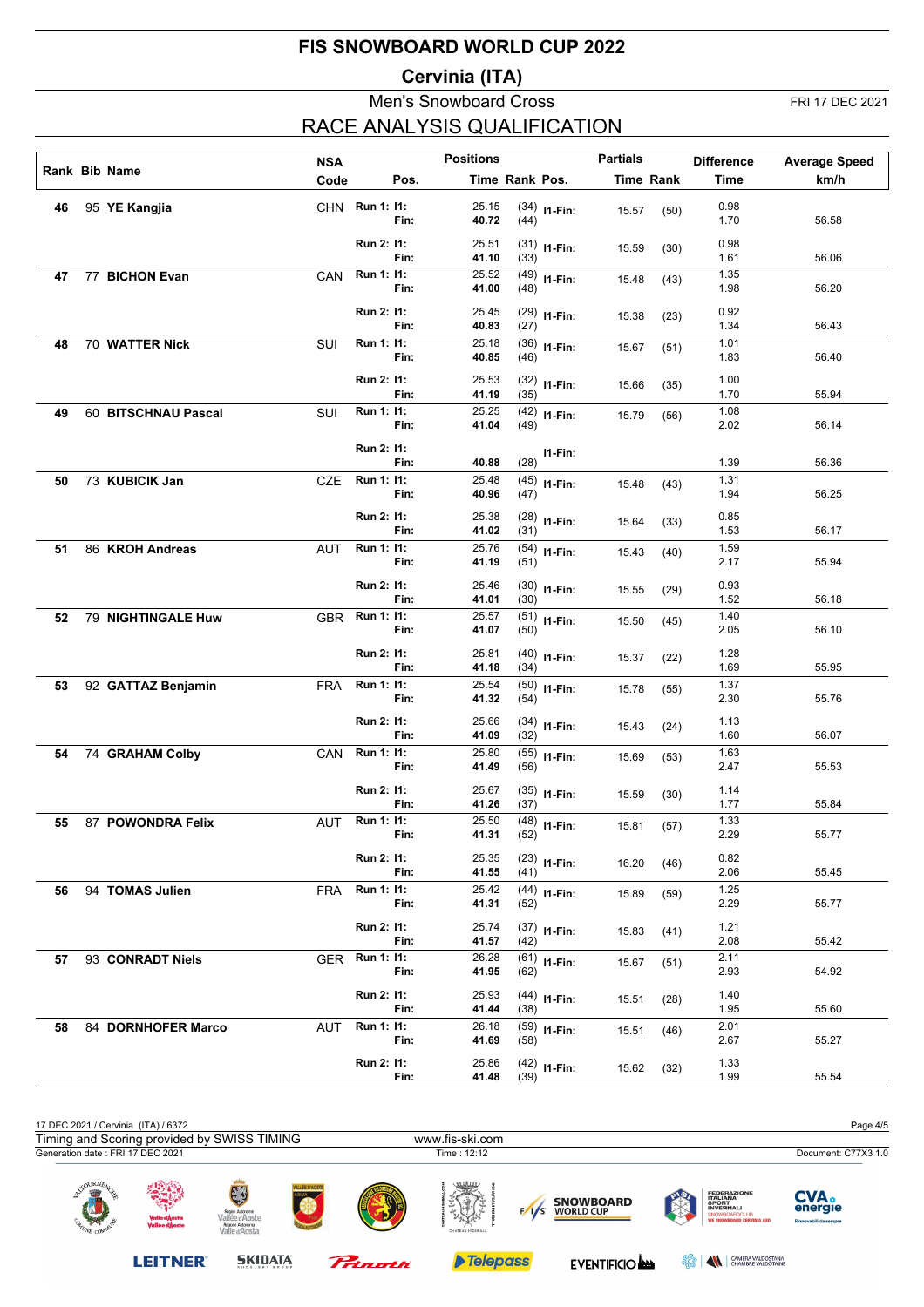# FIS SNOWBOARD WORLD CUP 2022

## Cervinia (ITA)

### Men's Snowboard Cross

FRI 17 DEC 2021

### RACE ANALYSIS QUALIFICATION

| Rank | Bib | Name | NSA Code | Pos. | | Positions Time | Rank | Pos. | Partials Time | Rank | Difference Time | Average Speed km/h |
|---|---|---|---|---|---|---|---|---|---|---|---|---|
| 46 | 95 | **YE Kangjia** | CHN | Run 1: | I1: | 25.15 | (34) | I1-Fin: | 15.57 | (50) | 0.98 | |
| | | | | | Fin: | **40.72** | (44) | | | | 1.70 | 56.58 |
| | | | | Run 2: | I1: | 25.51 | (31) | I1-Fin: | 15.59 | (30) | 0.98 | |
| | | | | | Fin: | **41.10** | (33) | | | | 1.61 | 56.06 |
| 47 | 77 | **BICHON Evan** | CAN | Run 1: | I1: | 25.52 | (49) | I1-Fin: | 15.48 | (43) | 1.35 | |
| | | | | | Fin: | **41.00** | (48) | | | | 1.98 | 56.20 |
| | | | | Run 2: | I1: | 25.45 | (29) | I1-Fin: | 15.38 | (23) | 0.92 | |
| | | | | | Fin: | **40.83** | (27) | | | | 1.34 | 56.43 |
| 48 | 70 | **WATTER Nick** | SUI | Run 1: | I1: | 25.18 | (36) | I1-Fin: | 15.67 | (51) | 1.01 | |
| | | | | | Fin: | **40.85** | (46) | | | | 1.83 | 56.40 |
| | | | | Run 2: | I1: | 25.53 | (32) | I1-Fin: | 15.66 | (35) | 1.00 | |
| | | | | | Fin: | **41.19** | (35) | | | | 1.70 | 55.94 |
| 49 | 60 | **BITSCHNAU Pascal** | SUI | Run 1: | I1: | 25.25 | (42) | I1-Fin: | 15.79 | (56) | 1.08 | |
| | | | | | Fin: | **41.04** | (49) | | | | 2.02 | 56.14 |
| | | | | Run 2: | I1: | | | I1-Fin: | | | | |
| | | | | | Fin: | **40.88** | (28) | | | | 1.39 | 56.36 |
| 50 | 73 | **KUBICIK Jan** | CZE | Run 1: | I1: | 25.48 | (45) | I1-Fin: | 15.48 | (43) | 1.31 | |
| | | | | | Fin: | **40.96** | (47) | | | | 1.94 | 56.25 |
| | | | | Run 2: | I1: | 25.38 | (28) | I1-Fin: | 15.64 | (33) | 0.85 | |
| | | | | | Fin: | **41.02** | (31) | | | | 1.53 | 56.17 |
| 51 | 86 | **KROH Andreas** | AUT | Run 1: | I1: | 25.76 | (54) | I1-Fin: | 15.43 | (40) | 1.59 | |
| | | | | | Fin: | **41.19** | (51) | | | | 2.17 | 55.94 |
| | | | | Run 2: | I1: | 25.46 | (30) | I1-Fin: | 15.55 | (29) | 0.93 | |
| | | | | | Fin: | **41.01** | (30) | | | | 1.52 | 56.18 |
| 52 | 79 | **NIGHTINGALE Huw** | GBR | Run 1: | I1: | 25.57 | (51) | I1-Fin: | 15.50 | (45) | 1.40 | |
| | | | | | Fin: | **41.07** | (50) | | | | 2.05 | 56.10 |
| | | | | Run 2: | I1: | 25.81 | (40) | I1-Fin: | 15.37 | (22) | 1.28 | |
| | | | | | Fin: | **41.18** | (34) | | | | 1.69 | 55.95 |
| 53 | 92 | **GATTAZ Benjamin** | FRA | Run 1: | I1: | 25.54 | (50) | I1-Fin: | 15.78 | (55) | 1.37 | |
| | | | | | Fin: | **41.32** | (54) | | | | 2.30 | 55.76 |
| | | | | Run 2: | I1: | 25.66 | (34) | I1-Fin: | 15.43 | (24) | 1.13 | |
| | | | | | Fin: | **41.09** | (32) | | | | 1.60 | 56.07 |
| 54 | 74 | **GRAHAM Colby** | CAN | Run 1: | I1: | 25.80 | (55) | I1-Fin: | 15.69 | (53) | 1.63 | |
| | | | | | Fin: | **41.49** | (56) | | | | 2.47 | 55.53 |
| | | | | Run 2: | I1: | 25.67 | (35) | I1-Fin: | 15.59 | (30) | 1.14 | |
| | | | | | Fin: | **41.26** | (37) | | | | 1.77 | 55.84 |
| 55 | 87 | **POWONDRA Felix** | AUT | Run 1: | I1: | 25.50 | (48) | I1-Fin: | 15.81 | (57) | 1.33 | |
| | | | | | Fin: | **41.31** | (52) | | | | 2.29 | 55.77 |
| | | | | Run 2: | I1: | 25.35 | (23) | I1-Fin: | 16.20 | (46) | 0.82 | |
| | | | | | Fin: | **41.55** | (41) | | | | 2.06 | 55.45 |
| 56 | 94 | **TOMAS Julien** | FRA | Run 1: | I1: | 25.42 | (44) | I1-Fin: | 15.89 | (59) | 1.25 | |
| | | | | | Fin: | **41.31** | (52) | | | | 2.29 | 55.77 |
| | | | | Run 2: | I1: | 25.74 | (37) | I1-Fin: | 15.83 | (41) | 1.21 | |
| | | | | | Fin: | **41.57** | (42) | | | | 2.08 | 55.42 |
| 57 | 93 | **CONRADT Niels** | GER | Run 1: | I1: | 26.28 | (61) | I1-Fin: | 15.67 | (51) | 2.11 | |
| | | | | | Fin: | **41.95** | (62) | | | | 2.93 | 54.92 |
| | | | | Run 2: | I1: | 25.93 | (44) | I1-Fin: | 15.51 | (28) | 1.40 | |
| | | | | | Fin: | **41.44** | (38) | | | | 1.95 | 55.60 |
| 58 | 84 | **DORNHOFER Marco** | AUT | Run 1: | I1: | 26.18 | (59) | I1-Fin: | 15.51 | (46) | 2.01 | |
| | | | | | Fin: | **41.69** | (58) | | | | 2.67 | 55.27 |
| | | | | Run 2: | I1: | 25.86 | (42) | I1-Fin: | 15.62 | (32) | 1.33 | |
| | | | | | Fin: | **41.48** | (39) | | | | 1.99 | 55.54 |

17 DEC 2021 / Cervinia (ITA) / 6372

Timing and Scoring provided by SWISS TIMING — www.fis-ski.com

Generation date : FRI 17 DEC 2021 — Time : 12:12 — Document: C77X3 1.0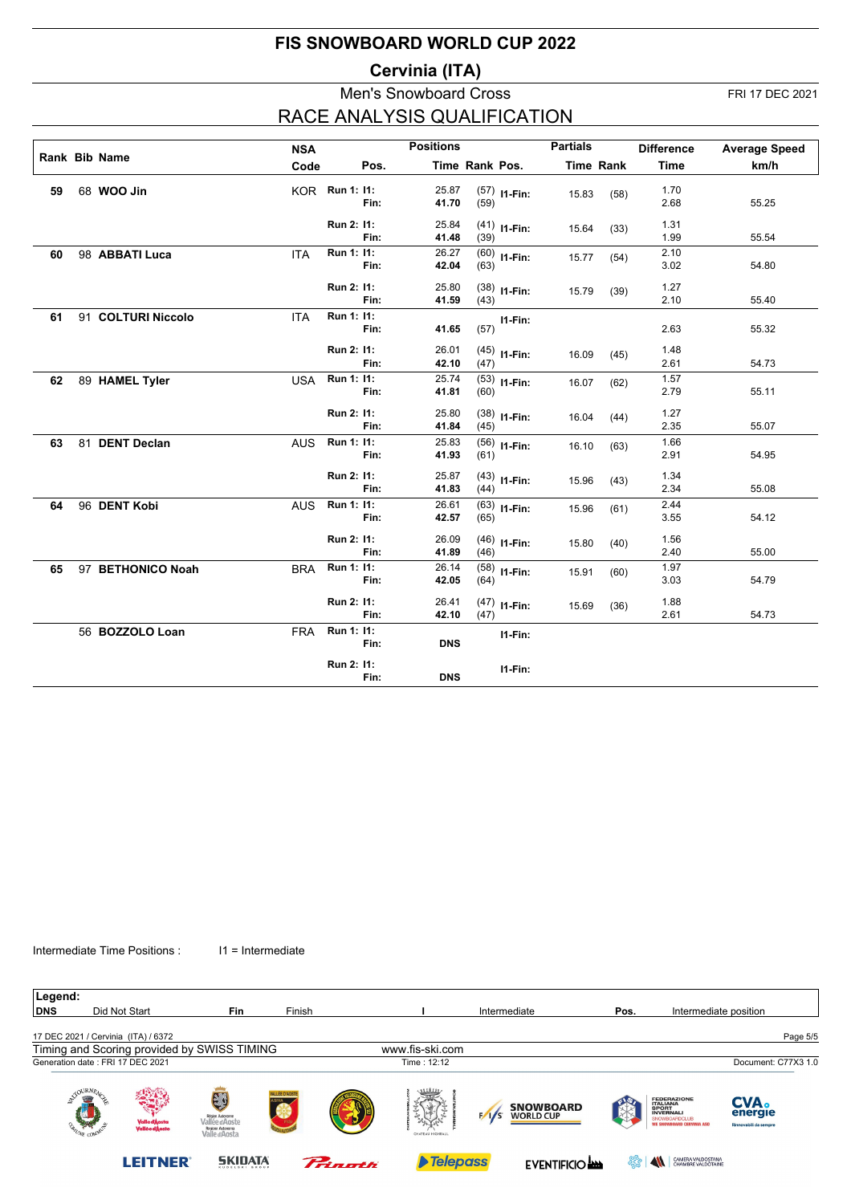# FIS SNOWBOARD WORLD CUP 2022

## Cervinia (ITA)

### Men's Snowboard Cross

FRI 17 DEC 2021

## RACE ANALYSIS QUALIFICATION

| Rank | Bib | Name | NSA Code | Pos. | | Positions Time | Rank | Pos. | Partials Time | Rank | Difference Time | Average Speed km/h |
|---|---|---|---|---|---|---|---|---|---|---|---|---|
| 59 | 68 | **WOO Jin** | KOR | Run 1: | I1: | 25.87 | (57) | I1-Fin: | 15.83 | (58) | 1.70 | |
| | | | | | Fin: | **41.70** | (59) | | | | 2.68 | 55.25 |
| | | | | Run 2: | I1: | 25.84 | (41) | I1-Fin: | 15.64 | (33) | 1.31 | |
| | | | | | Fin: | **41.48** | (39) | | | | 1.99 | 55.54 |
| 60 | 98 | **ABBATI Luca** | ITA | Run 1: | I1: | 26.27 | (60) | I1-Fin: | 15.77 | (54) | 2.10 | |
| | | | | | Fin: | **42.04** | (63) | | | | 3.02 | 54.80 |
| | | | | Run 2: | I1: | 25.80 | (38) | I1-Fin: | 15.79 | (39) | 1.27 | |
| | | | | | Fin: | **41.59** | (43) | | | | 2.10 | 55.40 |
| 61 | 91 | **COLTURI Niccolo** | ITA | Run 1: | I1: | | | I1-Fin: | | | | |
| | | | | | Fin: | **41.65** | (57) | | | | 2.63 | 55.32 |
| | | | | Run 2: | I1: | 26.01 | (45) | I1-Fin: | 16.09 | (45) | 1.48 | |
| | | | | | Fin: | **42.10** | (47) | | | | 2.61 | 54.73 |
| 62 | 89 | **HAMEL Tyler** | USA | Run 1: | I1: | 25.74 | (53) | I1-Fin: | 16.07 | (62) | 1.57 | |
| | | | | | Fin: | **41.81** | (60) | | | | 2.79 | 55.11 |
| | | | | Run 2: | I1: | 25.80 | (38) | I1-Fin: | 16.04 | (44) | 1.27 | |
| | | | | | Fin: | **41.84** | (45) | | | | 2.35 | 55.07 |
| 63 | 81 | **DENT Declan** | AUS | Run 1: | I1: | 25.83 | (56) | I1-Fin: | 16.10 | (63) | 1.66 | |
| | | | | | Fin: | **41.93** | (61) | | | | 2.91 | 54.95 |
| | | | | Run 2: | I1: | 25.87 | (43) | I1-Fin: | 15.96 | (43) | 1.34 | |
| | | | | | Fin: | **41.83** | (44) | | | | 2.34 | 55.08 |
| 64 | 96 | **DENT Kobi** | AUS | Run 1: | I1: | 26.61 | (63) | I1-Fin: | 15.96 | (61) | 2.44 | |
| | | | | | Fin: | **42.57** | (65) | | | | 3.55 | 54.12 |
| | | | | Run 2: | I1: | 26.09 | (46) | I1-Fin: | 15.80 | (40) | 1.56 | |
| | | | | | Fin: | **41.89** | (46) | | | | 2.40 | 55.00 |
| 65 | 97 | **BETHONICO Noah** | BRA | Run 1: | I1: | 26.14 | (58) | I1-Fin: | 15.91 | (60) | 1.97 | |
| | | | | | Fin: | **42.05** | (64) | | | | 3.03 | 54.79 |
| | | | | Run 2: | I1: | 26.41 | (47) | I1-Fin: | 15.69 | (36) | 1.88 | |
| | | | | | Fin: | **42.10** | (47) | | | | 2.61 | 54.73 |
| | 56 | **BOZZOLO Loan** | FRA | Run 1: | I1: | | | I1-Fin: | | | | |
| | | | | | Fin: | **DNS** | | | | | | |
| | | | | Run 2: | I1: | | | I1-Fin: | | | | |
| | | | | | Fin: | **DNS** | | | | | | |

Intermediate Time Positions : I1 = Intermediate

| Legend: | | | | | | | |
|---|---|---|---|---|---|---|---|
| DNS | Did Not Start | Fin | Finish | I | Intermediate | Pos. | Intermediate position |

17 DEC 2021 / Cervinia (ITA) / 6372

Timing and Scoring provided by SWISS TIMING

www.fis-ski.com

Generation date : FRI 17 DEC 2021

Time : 12:12

Document: C77X3 1.0